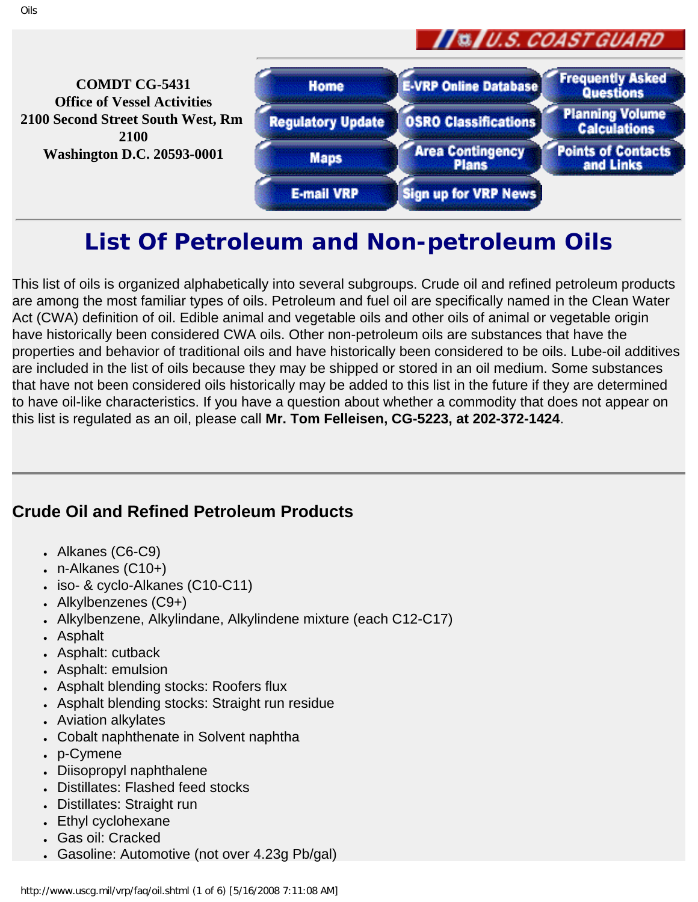COMDT CG-5431
Office of Vessel Activities
2100 Second Street South West, Rm 2100
Washington D.C. 20593-0001

Home | E-VRP Online Database | Frequently Asked Questions | Regulatory Update | OSRO Classifications | Planning Volume Calculations | Maps | Area Contingency Plans | Points of Contacts and Links | E-mail VRP | Sign up for VRP News

# List Of Petroleum and Non-petroleum Oils

This list of oils is organized alphabetically into several subgroups. Crude oil and refined petroleum products are among the most familiar types of oils. Petroleum and fuel oil are specifically named in the Clean Water Act (CWA) definition of oil. Edible animal and vegetable oils and other oils of animal or vegetable origin have historically been considered CWA oils. Other non-petroleum oils are substances that have the properties and behavior of traditional oils and have historically been considered to be oils. Lube-oil additives are included in the list of oils because they may be shipped or stored in an oil medium. Some substances that have not been considered oils historically may be added to this list in the future if they are determined to have oil-like characteristics. If you have a question about whether a commodity that does not appear on this list is regulated as an oil, please call **Mr. Tom Felleisen, CG-5223, at 202-372-1424**.

---

## Crude Oil and Refined Petroleum Products

- Alkanes (C6-C9)
- n-Alkanes (C10+)
- iso- & cyclo-Alkanes (C10-C11)
- Alkylbenzenes (C9+)
- Alkylbenzene, Alkylindane, Alkylindene mixture (each C12-C17)
- Asphalt
- Asphalt: cutback
- Asphalt: emulsion
- Asphalt blending stocks: Roofers flux
- Asphalt blending stocks: Straight run residue
- Aviation alkylates
- Cobalt naphthenate in Solvent naphtha
- p-Cymene
- Diisopropyl naphthalene
- Distillates: Flashed feed stocks
- Distillates: Straight run
- Ethyl cyclohexane
- Gas oil: Cracked
- Gasoline: Automotive (not over 4.23g Pb/gal)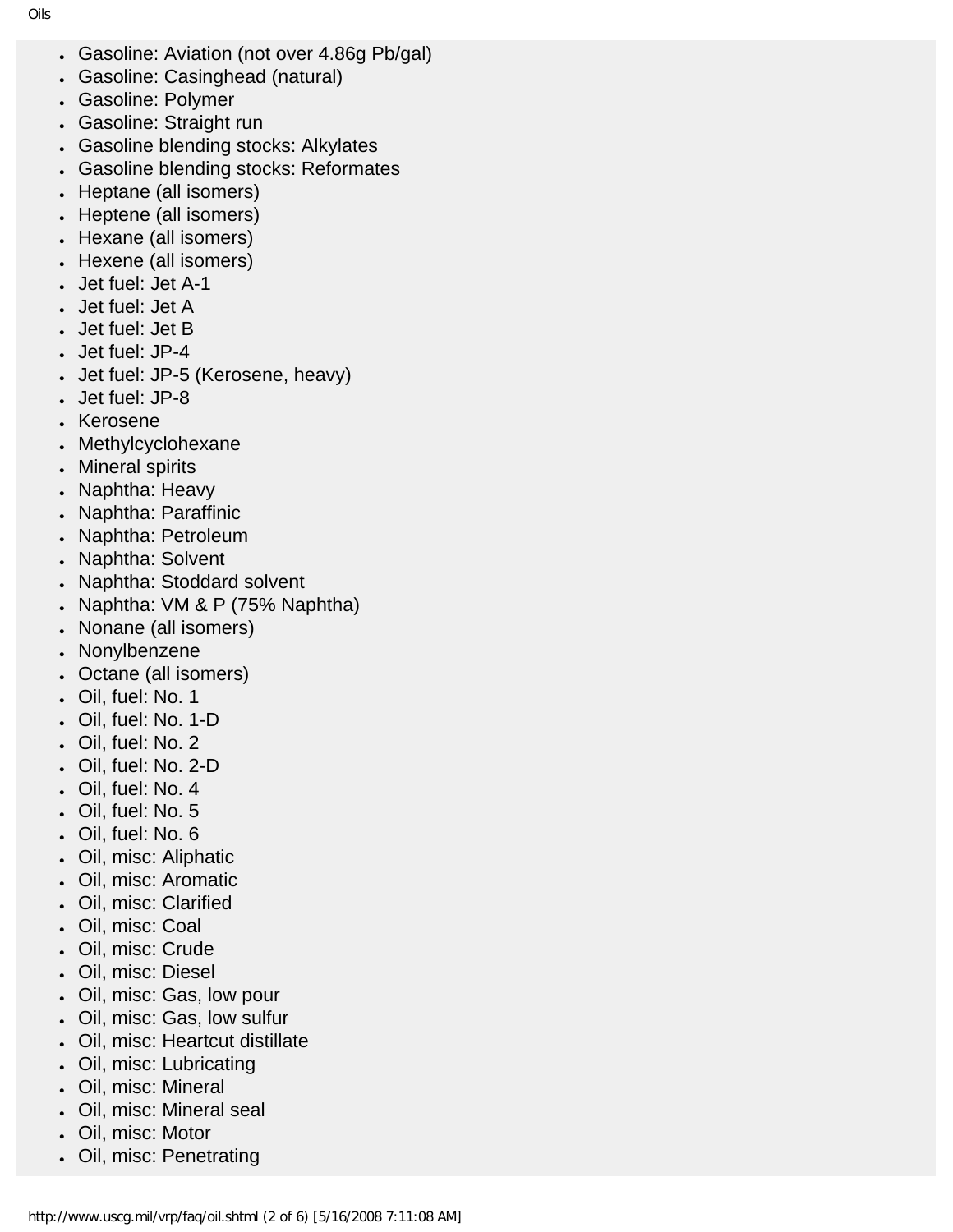- Gasoline: Aviation (not over 4.86g Pb/gal)
- Gasoline: Casinghead (natural)
- Gasoline: Polymer
- Gasoline: Straight run
- Gasoline blending stocks: Alkylates
- Gasoline blending stocks: Reformates
- Heptane (all isomers)
- Heptene (all isomers)
- Hexane (all isomers)
- Hexene (all isomers)
- Jet fuel: Jet A-1
- Jet fuel: Jet A
- Jet fuel: Jet B
- Jet fuel: JP-4
- Jet fuel: JP-5 (Kerosene, heavy)
- Jet fuel: JP-8
- Kerosene
- Methylcyclohexane
- Mineral spirits
- Naphtha: Heavy
- Naphtha: Paraffinic
- Naphtha: Petroleum
- Naphtha: Solvent
- Naphtha: Stoddard solvent
- Naphtha: VM & P (75% Naphtha)
- Nonane (all isomers)
- Nonylbenzene
- Octane (all isomers)
- Oil, fuel: No. 1
- Oil, fuel: No. 1-D
- Oil, fuel: No. 2
- Oil, fuel: No. 2-D
- Oil, fuel: No. 4
- Oil, fuel: No. 5
- Oil, fuel: No. 6
- Oil, misc: Aliphatic
- Oil, misc: Aromatic
- Oil, misc: Clarified
- Oil, misc: Coal
- Oil, misc: Crude
- Oil, misc: Diesel
- Oil, misc: Gas, low pour
- Oil, misc: Gas, low sulfur
- Oil, misc: Heartcut distillate
- Oil, misc: Lubricating
- Oil, misc: Mineral
- Oil, misc: Mineral seal
- Oil, misc: Motor
- Oil, misc: Penetrating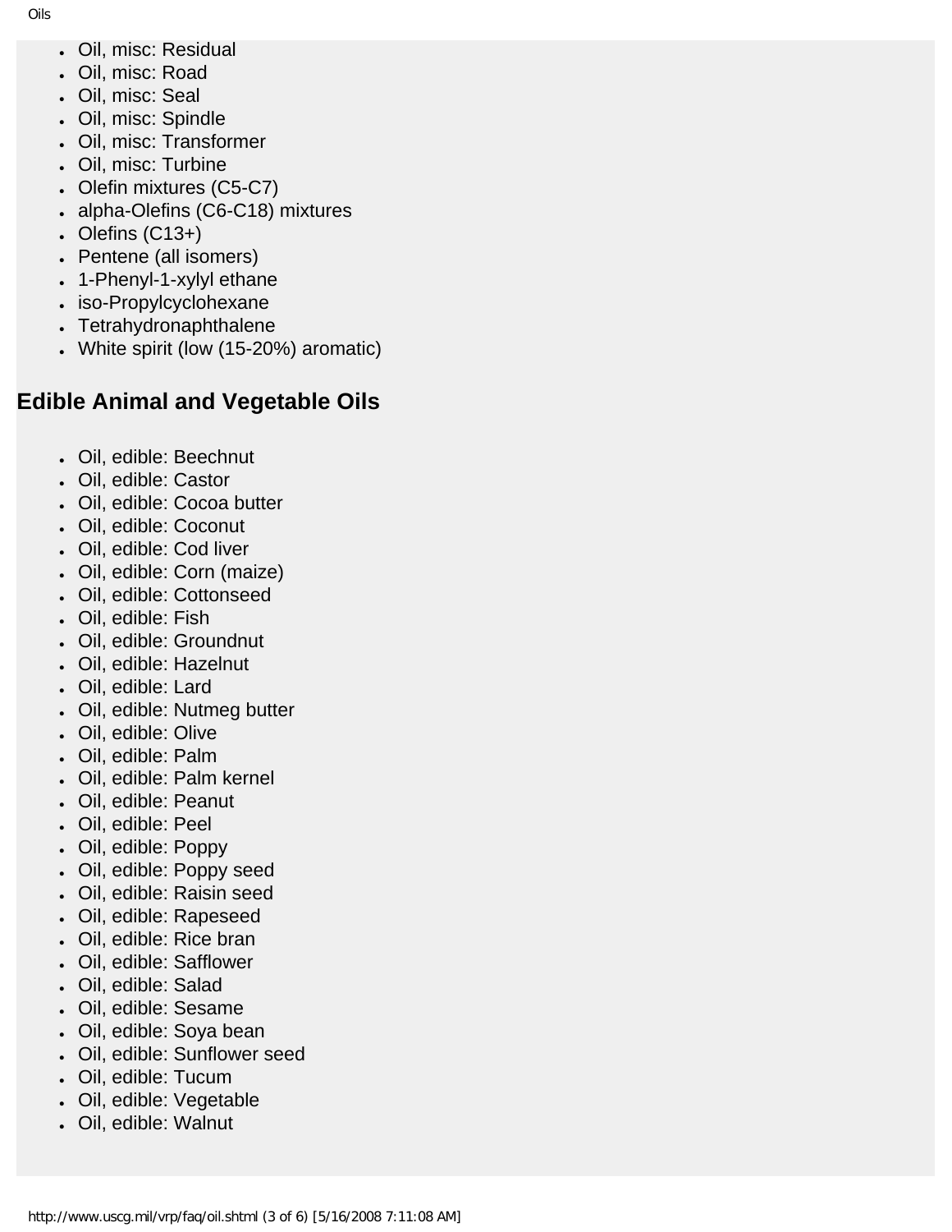- Oil, misc: Residual
- Oil, misc: Road
- Oil, misc: Seal
- Oil, misc: Spindle
- Oil, misc: Transformer
- Oil, misc: Turbine
- Olefin mixtures (C5-C7)
- alpha-Olefins (C6-C18) mixtures
- Olefins (C13+)
- Pentene (all isomers)
- 1-Phenyl-1-xylyl ethane
- iso-Propylcyclohexane
- Tetrahydronaphthalene
- White spirit (low (15-20%) aromatic)

## Edible Animal and Vegetable Oils

- Oil, edible: Beechnut
- Oil, edible: Castor
- Oil, edible: Cocoa butter
- Oil, edible: Coconut
- Oil, edible: Cod liver
- Oil, edible: Corn (maize)
- Oil, edible: Cottonseed
- Oil, edible: Fish
- Oil, edible: Groundnut
- Oil, edible: Hazelnut
- Oil, edible: Lard
- Oil, edible: Nutmeg butter
- Oil, edible: Olive
- Oil, edible: Palm
- Oil, edible: Palm kernel
- Oil, edible: Peanut
- Oil, edible: Peel
- Oil, edible: Poppy
- Oil, edible: Poppy seed
- Oil, edible: Raisin seed
- Oil, edible: Rapeseed
- Oil, edible: Rice bran
- Oil, edible: Safflower
- Oil, edible: Salad
- Oil, edible: Sesame
- Oil, edible: Soya bean
- Oil, edible: Sunflower seed
- Oil, edible: Tucum
- Oil, edible: Vegetable
- Oil, edible: Walnut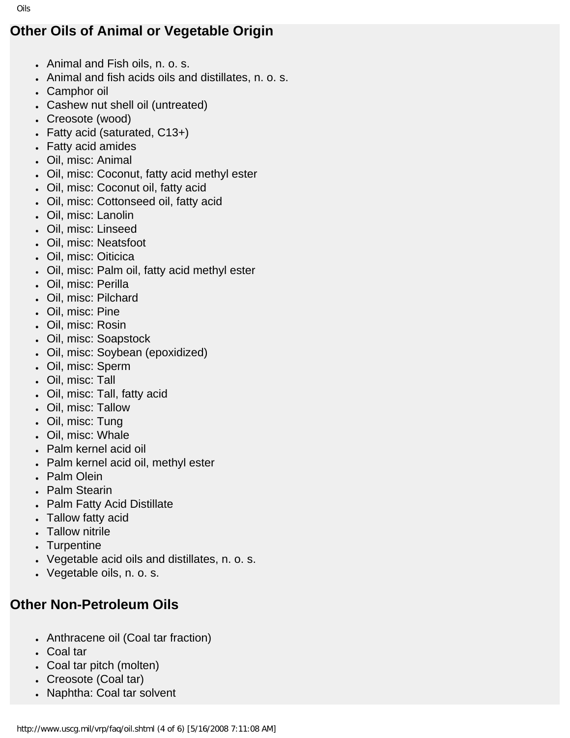## Other Oils of Animal or Vegetable Origin

- Animal and Fish oils, n. o. s.
- Animal and fish acids oils and distillates, n. o. s.
- Camphor oil
- Cashew nut shell oil (untreated)
- Creosote (wood)
- Fatty acid (saturated, C13+)
- Fatty acid amides
- Oil, misc: Animal
- Oil, misc: Coconut, fatty acid methyl ester
- Oil, misc: Coconut oil, fatty acid
- Oil, misc: Cottonseed oil, fatty acid
- Oil, misc: Lanolin
- Oil, misc: Linseed
- Oil, misc: Neatsfoot
- Oil, misc: Oiticica
- Oil, misc: Palm oil, fatty acid methyl ester
- Oil, misc: Perilla
- Oil, misc: Pilchard
- Oil, misc: Pine
- Oil, misc: Rosin
- Oil, misc: Soapstock
- Oil, misc: Soybean (epoxidized)
- Oil, misc: Sperm
- Oil, misc: Tall
- Oil, misc: Tall, fatty acid
- Oil, misc: Tallow
- Oil, misc: Tung
- Oil, misc: Whale
- Palm kernel acid oil
- Palm kernel acid oil, methyl ester
- Palm Olein
- Palm Stearin
- Palm Fatty Acid Distillate
- Tallow fatty acid
- Tallow nitrile
- Turpentine
- Vegetable acid oils and distillates, n. o. s.
- Vegetable oils, n. o. s.

## Other Non-Petroleum Oils

- Anthracene oil (Coal tar fraction)
- Coal tar
- Coal tar pitch (molten)
- Creosote (Coal tar)
- Naphtha: Coal tar solvent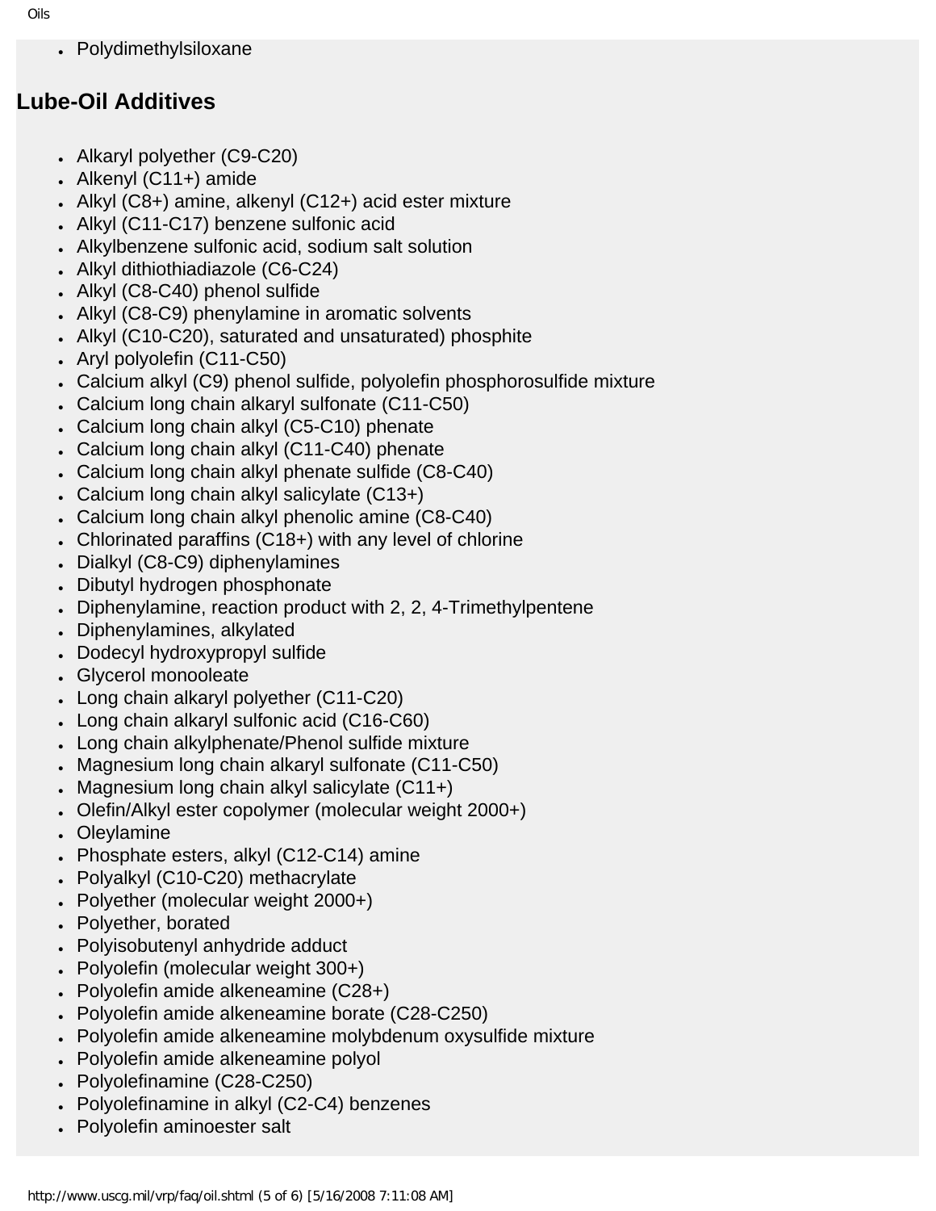- Polydimethylsiloxane

## Lube-Oil Additives

- Alkaryl polyether (C9-C20)
- Alkenyl (C11+) amide
- Alkyl (C8+) amine, alkenyl (C12+) acid ester mixture
- Alkyl (C11-C17) benzene sulfonic acid
- Alkylbenzene sulfonic acid, sodium salt solution
- Alkyl dithiothiadiazole (C6-C24)
- Alkyl (C8-C40) phenol sulfide
- Alkyl (C8-C9) phenylamine in aromatic solvents
- Alkyl (C10-C20), saturated and unsaturated) phosphite
- Aryl polyolefin (C11-C50)
- Calcium alkyl (C9) phenol sulfide, polyolefin phosphorosulfide mixture
- Calcium long chain alkaryl sulfonate (C11-C50)
- Calcium long chain alkyl (C5-C10) phenate
- Calcium long chain alkyl (C11-C40) phenate
- Calcium long chain alkyl phenate sulfide (C8-C40)
- Calcium long chain alkyl salicylate (C13+)
- Calcium long chain alkyl phenolic amine (C8-C40)
- Chlorinated paraffins (C18+) with any level of chlorine
- Dialkyl (C8-C9) diphenylamines
- Dibutyl hydrogen phosphonate
- Diphenylamine, reaction product with 2, 2, 4-Trimethylpentene
- Diphenylamines, alkylated
- Dodecyl hydroxypropyl sulfide
- Glycerol monooleate
- Long chain alkaryl polyether (C11-C20)
- Long chain alkaryl sulfonic acid (C16-C60)
- Long chain alkylphenate/Phenol sulfide mixture
- Magnesium long chain alkaryl sulfonate (C11-C50)
- Magnesium long chain alkyl salicylate (C11+)
- Olefin/Alkyl ester copolymer (molecular weight 2000+)
- Oleylamine
- Phosphate esters, alkyl (C12-C14) amine
- Polyalkyl (C10-C20) methacrylate
- Polyether (molecular weight 2000+)
- Polyether, borated
- Polyisobutenyl anhydride adduct
- Polyolefin (molecular weight 300+)
- Polyolefin amide alkeneamine (C28+)
- Polyolefin amide alkeneamine borate (C28-C250)
- Polyolefin amide alkeneamine molybdenum oxysulfide mixture
- Polyolefin amide alkeneamine polyol
- Polyolefinamine (C28-C250)
- Polyolefinamine in alkyl (C2-C4) benzenes
- Polyolefin aminoester salt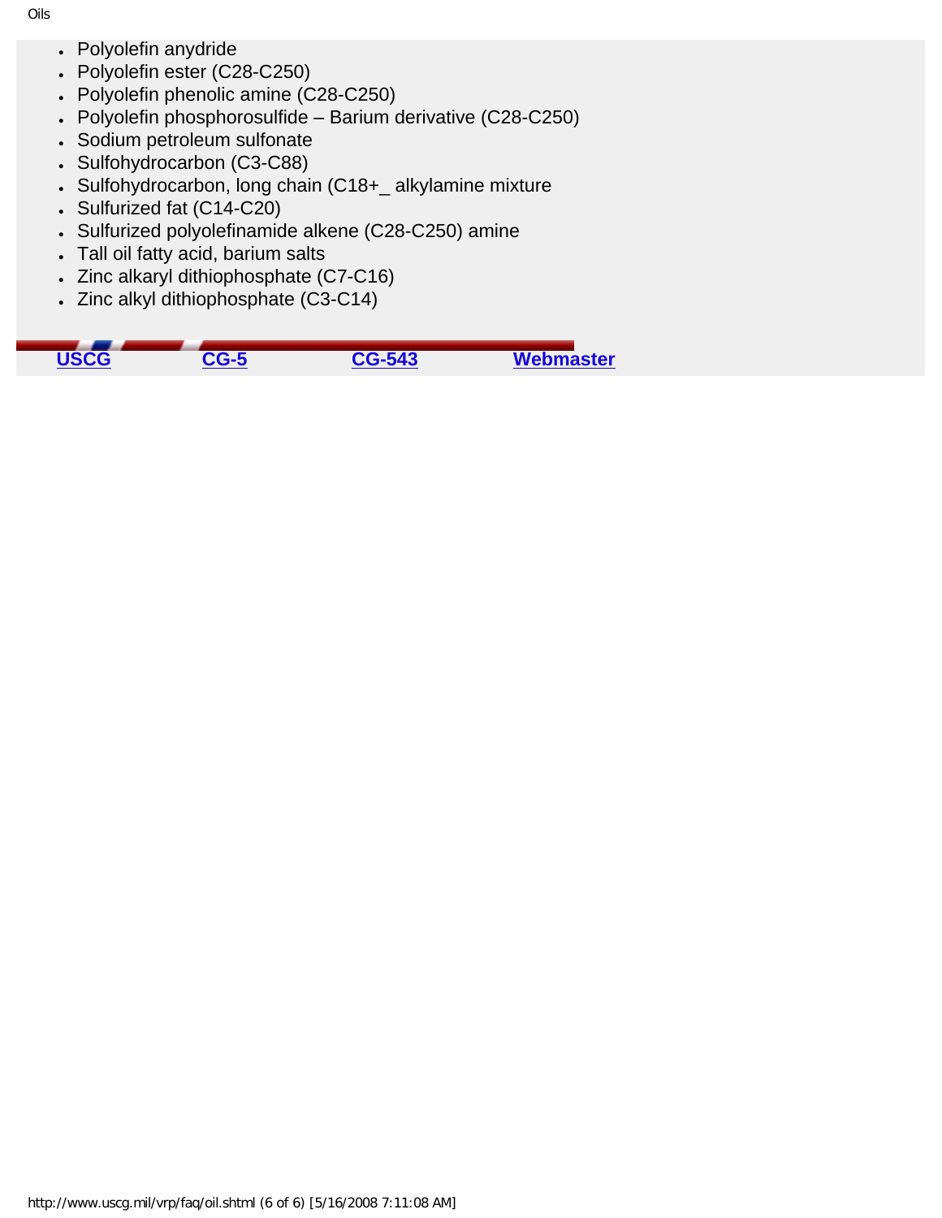- Polyolefin anhydride
- Polyolefin ester (C28-C250)
- Polyolefin phenolic amine (C28-C250)
- Polyolefin phosphorosulfide – Barium derivative (C28-C250)
- Sodium petroleum sulfonate
- Sulfohydrocarbon (C3-C88)
- Sulfohydrocarbon, long chain (C18+_ alkylamine mixture
- Sulfurized fat (C14-C20)
- Sulfurized polyolefinamide alkene (C28-C250) amine
- Tall oil fatty acid, barium salts
- Zinc alkaryl dithiophosphate (C7-C16)
- Zinc alkyl dithiophosphate (C3-C14)

**USCG** **CG-5** **CG-543** **Webmaster**